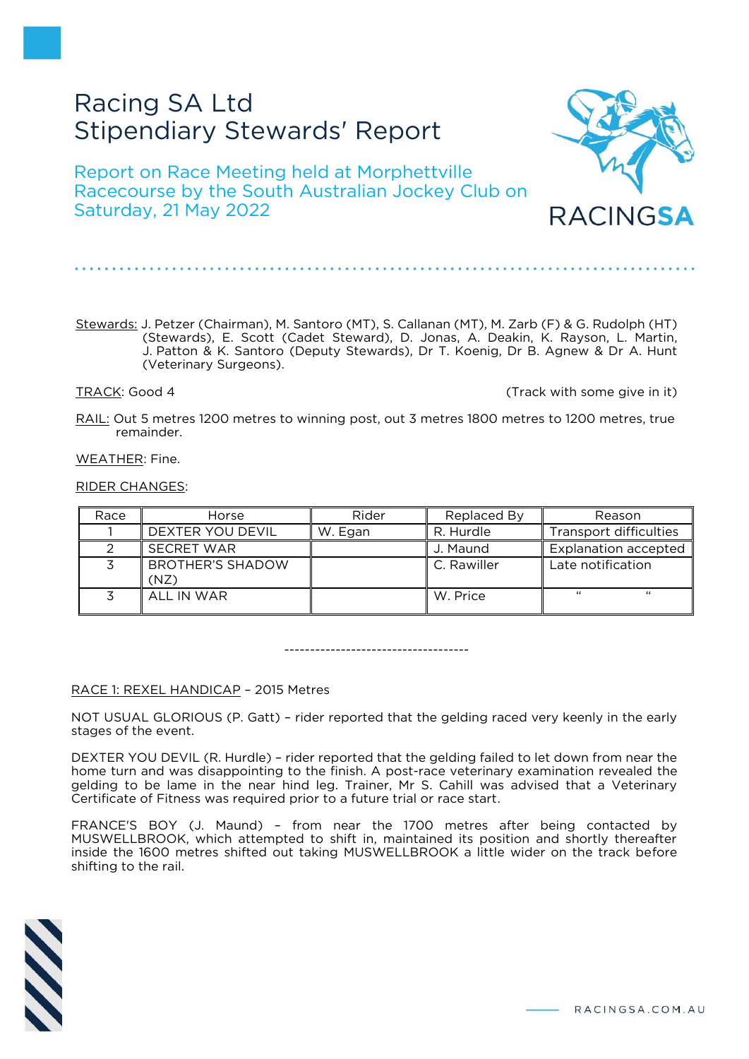# Racing SA Ltd
# Stipendiary Stewards' Report

## Report on Race Meeting held at Morphettville Racecourse by the South Australian Jockey Club on Saturday, 21 May 2022

Stewards: J. Petzer (Chairman), M. Santoro (MT), S. Callanan (MT), M. Zarb (F) & G. Rudolph (HT) (Stewards), E. Scott (Cadet Steward), D. Jonas, A. Deakin, K. Rayson, L. Martin, J. Patton & K. Santoro (Deputy Stewards), Dr T. Koenig, Dr B. Agnew & Dr A. Hunt (Veterinary Surgeons).

TRACK: Good 4 (Track with some give in it)

RAIL: Out 5 metres 1200 metres to winning post, out 3 metres 1800 metres to 1200 metres, true remainder.

WEATHER: Fine.

RIDER CHANGES:

| Race | Horse | Rider | Replaced By | Reason |
|---|---|---|---|---|
| 1 | DEXTER YOU DEVIL | W. Egan | R. Hurdle | Transport difficulties |
| 2 | SECRET WAR | | J. Maund | Explanation accepted |
| 3 | BROTHER'S SHADOW (NZ) | | C. Rawiller | Late notification |
| 3 | ALL IN WAR | | W. Price | " " |

-------------------------------------

RACE 1: REXEL HANDICAP – 2015 Metres

NOT USUAL GLORIOUS (P. Gatt) – rider reported that the gelding raced very keenly in the early stages of the event.

DEXTER YOU DEVIL (R. Hurdle) – rider reported that the gelding failed to let down from near the home turn and was disappointing to the finish. A post-race veterinary examination revealed the gelding to be lame in the near hind leg. Trainer, Mr S. Cahill was advised that a Veterinary Certificate of Fitness was required prior to a future trial or race start.

FRANCE'S BOY (J. Maund) – from near the 1700 metres after being contacted by MUSWELLBROOK, which attempted to shift in, maintained its position and shortly thereafter inside the 1600 metres shifted out taking MUSWELLBROOK a little wider on the track before shifting to the rail.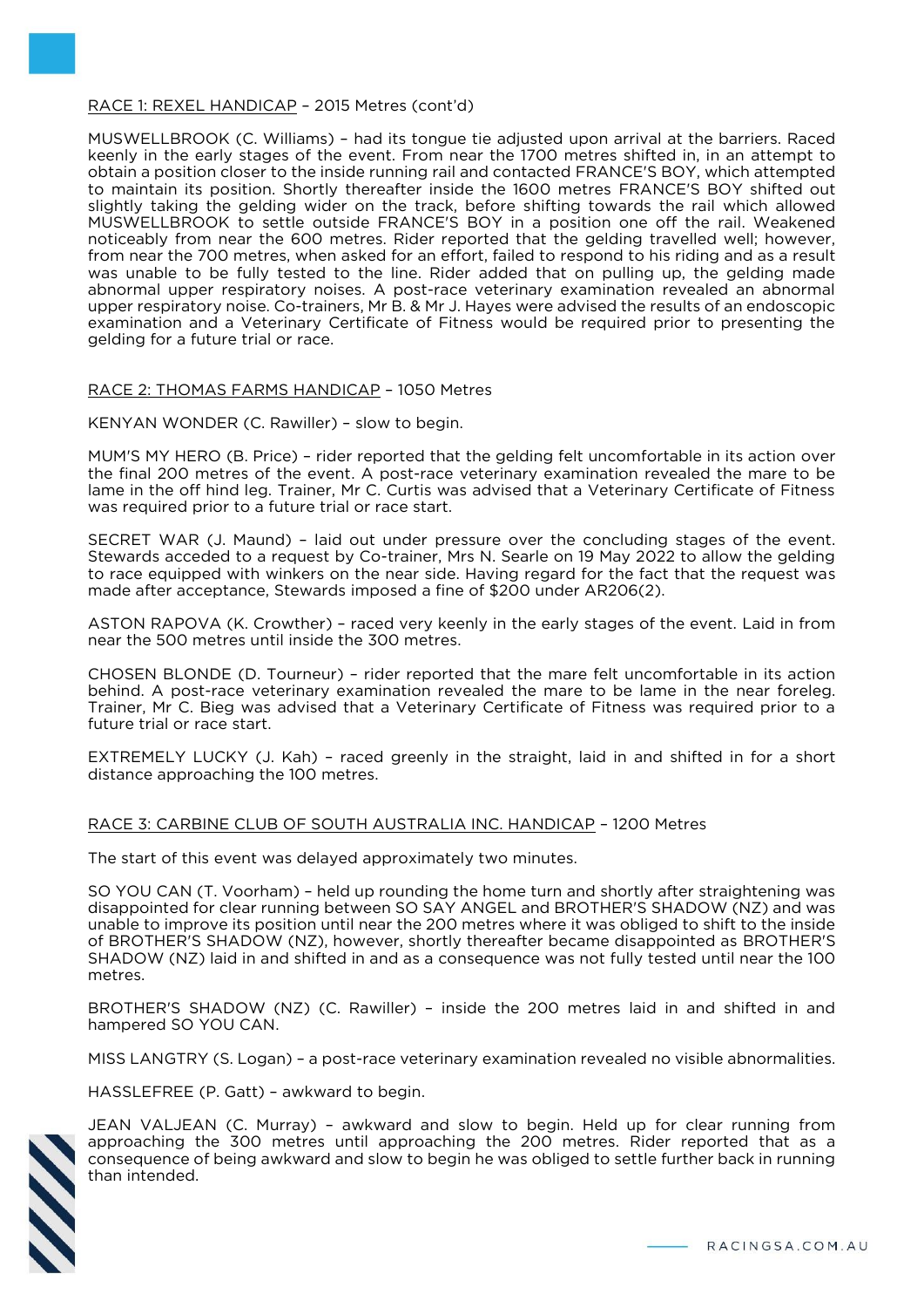RACE 1: REXEL HANDICAP – 2015 Metres (cont'd)

MUSWELLBROOK (C. Williams) – had its tongue tie adjusted upon arrival at the barriers. Raced keenly in the early stages of the event. From near the 1700 metres shifted in, in an attempt to obtain a position closer to the inside running rail and contacted FRANCE'S BOY, which attempted to maintain its position. Shortly thereafter inside the 1600 metres FRANCE'S BOY shifted out slightly taking the gelding wider on the track, before shifting towards the rail which allowed MUSWELLBROOK to settle outside FRANCE'S BOY in a position one off the rail. Weakened noticeably from near the 600 metres. Rider reported that the gelding travelled well; however, from near the 700 metres, when asked for an effort, failed to respond to his riding and as a result was unable to be fully tested to the line. Rider added that on pulling up, the gelding made abnormal upper respiratory noises. A post-race veterinary examination revealed an abnormal upper respiratory noise. Co-trainers, Mr B. & Mr J. Hayes were advised the results of an endoscopic examination and a Veterinary Certificate of Fitness would be required prior to presenting the gelding for a future trial or race.

RACE 2: THOMAS FARMS HANDICAP – 1050 Metres

KENYAN WONDER (C. Rawiller) – slow to begin.

MUM'S MY HERO (B. Price) – rider reported that the gelding felt uncomfortable in its action over the final 200 metres of the event. A post-race veterinary examination revealed the mare to be lame in the off hind leg. Trainer, Mr C. Curtis was advised that a Veterinary Certificate of Fitness was required prior to a future trial or race start.

SECRET WAR (J. Maund) – laid out under pressure over the concluding stages of the event. Stewards acceded to a request by Co-trainer, Mrs N. Searle on 19 May 2022 to allow the gelding to race equipped with winkers on the near side. Having regard for the fact that the request was made after acceptance, Stewards imposed a fine of $200 under AR206(2).

ASTON RAPOVA (K. Crowther) – raced very keenly in the early stages of the event. Laid in from near the 500 metres until inside the 300 metres.

CHOSEN BLONDE (D. Tourneur) – rider reported that the mare felt uncomfortable in its action behind. A post-race veterinary examination revealed the mare to be lame in the near foreleg. Trainer, Mr C. Bieg was advised that a Veterinary Certificate of Fitness was required prior to a future trial or race start.

EXTREMELY LUCKY (J. Kah) – raced greenly in the straight, laid in and shifted in for a short distance approaching the 100 metres.

RACE 3: CARBINE CLUB OF SOUTH AUSTRALIA INC. HANDICAP – 1200 Metres

The start of this event was delayed approximately two minutes.

SO YOU CAN (T. Voorham) – held up rounding the home turn and shortly after straightening was disappointed for clear running between SO SAY ANGEL and BROTHER'S SHADOW (NZ) and was unable to improve its position until near the 200 metres where it was obliged to shift to the inside of BROTHER'S SHADOW (NZ), however, shortly thereafter became disappointed as BROTHER'S SHADOW (NZ) laid in and shifted in and as a consequence was not fully tested until near the 100 metres.

BROTHER'S SHADOW (NZ) (C. Rawiller) – inside the 200 metres laid in and shifted in and hampered SO YOU CAN.

MISS LANGTRY (S. Logan) – a post-race veterinary examination revealed no visible abnormalities.

HASSLEFREE (P. Gatt) – awkward to begin.

JEAN VALJEAN (C. Murray) – awkward and slow to begin. Held up for clear running from approaching the 300 metres until approaching the 200 metres. Rider reported that as a consequence of being awkward and slow to begin he was obliged to settle further back in running than intended.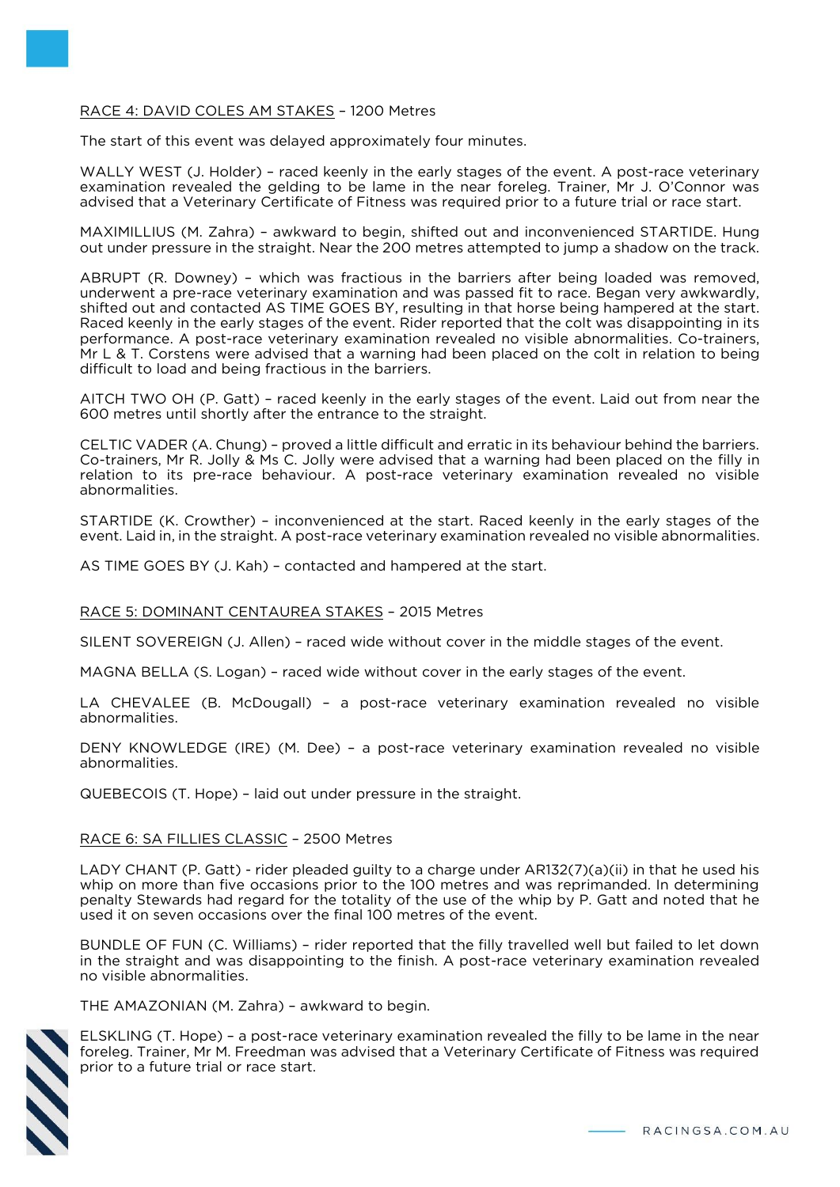<u>RACE 4: DAVID COLES AM STAKES</u> – 1200 Metres

The start of this event was delayed approximately four minutes.

WALLY WEST (J. Holder) – raced keenly in the early stages of the event. A post-race veterinary examination revealed the gelding to be lame in the near foreleg. Trainer, Mr J. O'Connor was advised that a Veterinary Certificate of Fitness was required prior to a future trial or race start.

MAXIMILLIUS (M. Zahra) – awkward to begin, shifted out and inconvenienced STARTIDE. Hung out under pressure in the straight. Near the 200 metres attempted to jump a shadow on the track.

ABRUPT (R. Downey) – which was fractious in the barriers after being loaded was removed, underwent a pre-race veterinary examination and was passed fit to race. Began very awkwardly, shifted out and contacted AS TIME GOES BY, resulting in that horse being hampered at the start. Raced keenly in the early stages of the event. Rider reported that the colt was disappointing in its performance. A post-race veterinary examination revealed no visible abnormalities. Co-trainers, Mr L & T. Corstens were advised that a warning had been placed on the colt in relation to being difficult to load and being fractious in the barriers.

AITCH TWO OH (P. Gatt) – raced keenly in the early stages of the event. Laid out from near the 600 metres until shortly after the entrance to the straight.

CELTIC VADER (A. Chung) – proved a little difficult and erratic in its behaviour behind the barriers. Co-trainers, Mr R. Jolly & Ms C. Jolly were advised that a warning had been placed on the filly in relation to its pre-race behaviour. A post-race veterinary examination revealed no visible abnormalities.

STARTIDE (K. Crowther) – inconvenienced at the start. Raced keenly in the early stages of the event. Laid in, in the straight. A post-race veterinary examination revealed no visible abnormalities.

AS TIME GOES BY (J. Kah) – contacted and hampered at the start.

<u>RACE 5: DOMINANT CENTAUREA STAKES</u> – 2015 Metres

SILENT SOVEREIGN (J. Allen) – raced wide without cover in the middle stages of the event.

MAGNA BELLA (S. Logan) – raced wide without cover in the early stages of the event.

LA CHEVALEE (B. McDougall) – a post-race veterinary examination revealed no visible abnormalities.

DENY KNOWLEDGE (IRE) (M. Dee) – a post-race veterinary examination revealed no visible abnormalities.

QUEBECOIS (T. Hope) – laid out under pressure in the straight.

<u>RACE 6: SA FILLIES CLASSIC</u> – 2500 Metres

LADY CHANT (P. Gatt) - rider pleaded guilty to a charge under AR132(7)(a)(ii) in that he used his whip on more than five occasions prior to the 100 metres and was reprimanded. In determining penalty Stewards had regard for the totality of the use of the whip by P. Gatt and noted that he used it on seven occasions over the final 100 metres of the event.

BUNDLE OF FUN (C. Williams) – rider reported that the filly travelled well but failed to let down in the straight and was disappointing to the finish. A post-race veterinary examination revealed no visible abnormalities.

THE AMAZONIAN (M. Zahra) – awkward to begin.

ELSKLING (T. Hope) – a post-race veterinary examination revealed the filly to be lame in the near foreleg. Trainer, Mr M. Freedman was advised that a Veterinary Certificate of Fitness was required prior to a future trial or race start.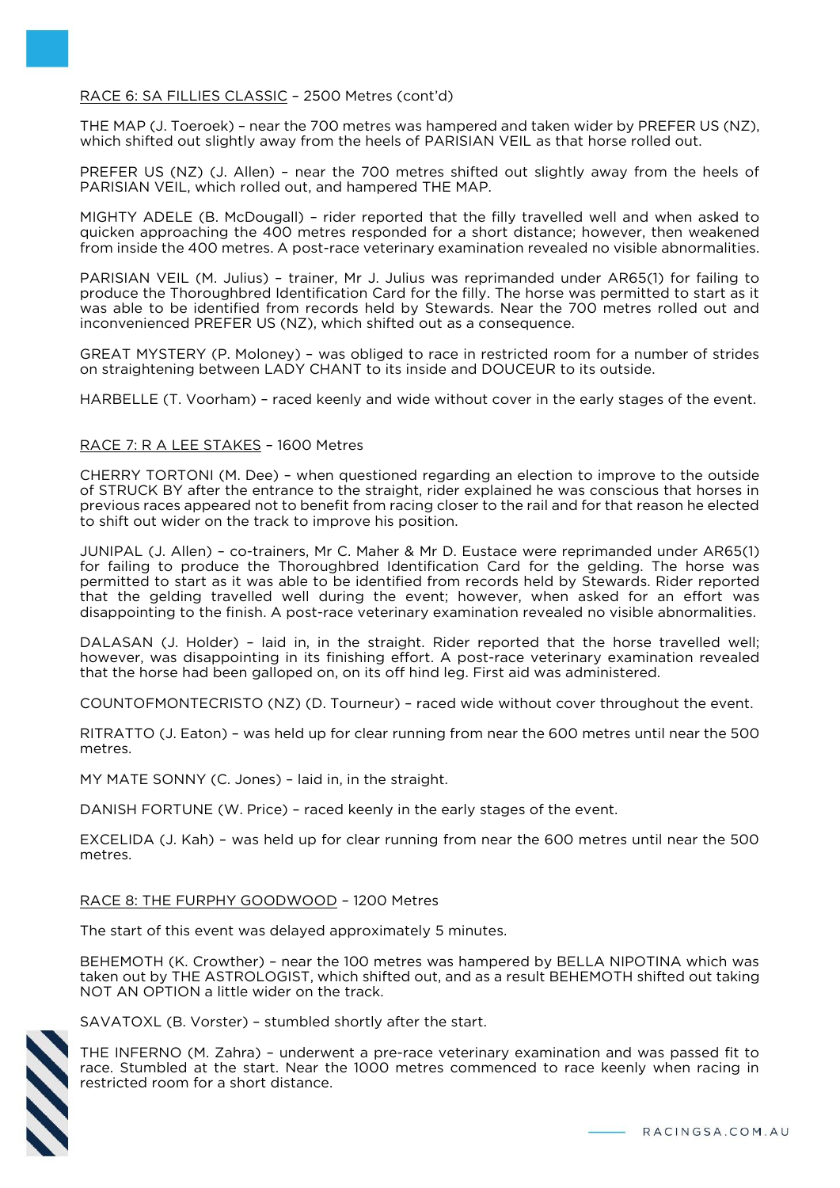<u>RACE 6: SA FILLIES CLASSIC</u> – 2500 Metres (cont'd)

THE MAP (J. Toeroek) – near the 700 metres was hampered and taken wider by PREFER US (NZ), which shifted out slightly away from the heels of PARISIAN VEIL as that horse rolled out.

PREFER US (NZ) (J. Allen) – near the 700 metres shifted out slightly away from the heels of PARISIAN VEIL, which rolled out, and hampered THE MAP.

MIGHTY ADELE (B. McDougall) – rider reported that the filly travelled well and when asked to quicken approaching the 400 metres responded for a short distance; however, then weakened from inside the 400 metres. A post-race veterinary examination revealed no visible abnormalities.

PARISIAN VEIL (M. Julius) – trainer, Mr J. Julius was reprimanded under AR65(1) for failing to produce the Thoroughbred Identification Card for the filly. The horse was permitted to start as it was able to be identified from records held by Stewards. Near the 700 metres rolled out and inconvenienced PREFER US (NZ), which shifted out as a consequence.

GREAT MYSTERY (P. Moloney) – was obliged to race in restricted room for a number of strides on straightening between LADY CHANT to its inside and DOUCEUR to its outside.

HARBELLE (T. Voorham) – raced keenly and wide without cover in the early stages of the event.

<u>RACE 7: R A LEE STAKES</u> – 1600 Metres

CHERRY TORTONI (M. Dee) – when questioned regarding an election to improve to the outside of STRUCK BY after the entrance to the straight, rider explained he was conscious that horses in previous races appeared not to benefit from racing closer to the rail and for that reason he elected to shift out wider on the track to improve his position.

JUNIPAL (J. Allen) – co-trainers, Mr C. Maher & Mr D. Eustace were reprimanded under AR65(1) for failing to produce the Thoroughbred Identification Card for the gelding. The horse was permitted to start as it was able to be identified from records held by Stewards. Rider reported that the gelding travelled well during the event; however, when asked for an effort was disappointing to the finish. A post-race veterinary examination revealed no visible abnormalities.

DALASAN (J. Holder) – laid in, in the straight. Rider reported that the horse travelled well; however, was disappointing in its finishing effort. A post-race veterinary examination revealed that the horse had been galloped on, on its off hind leg. First aid was administered.

COUNTOFMONTECRISTO (NZ) (D. Tourneur) – raced wide without cover throughout the event.

RITRATTO (J. Eaton) – was held up for clear running from near the 600 metres until near the 500 metres.

MY MATE SONNY (C. Jones) – laid in, in the straight.

DANISH FORTUNE (W. Price) – raced keenly in the early stages of the event.

EXCELIDA (J. Kah) – was held up for clear running from near the 600 metres until near the 500 metres.

<u>RACE 8: THE FURPHY GOODWOOD</u> – 1200 Metres

The start of this event was delayed approximately 5 minutes.

BEHEMOTH (K. Crowther) – near the 100 metres was hampered by BELLA NIPOTINA which was taken out by THE ASTROLOGIST, which shifted out, and as a result BEHEMOTH shifted out taking NOT AN OPTION a little wider on the track.

SAVATOXL (B. Vorster) – stumbled shortly after the start.

THE INFERNO (M. Zahra) – underwent a pre-race veterinary examination and was passed fit to race. Stumbled at the start. Near the 1000 metres commenced to race keenly when racing in restricted room for a short distance.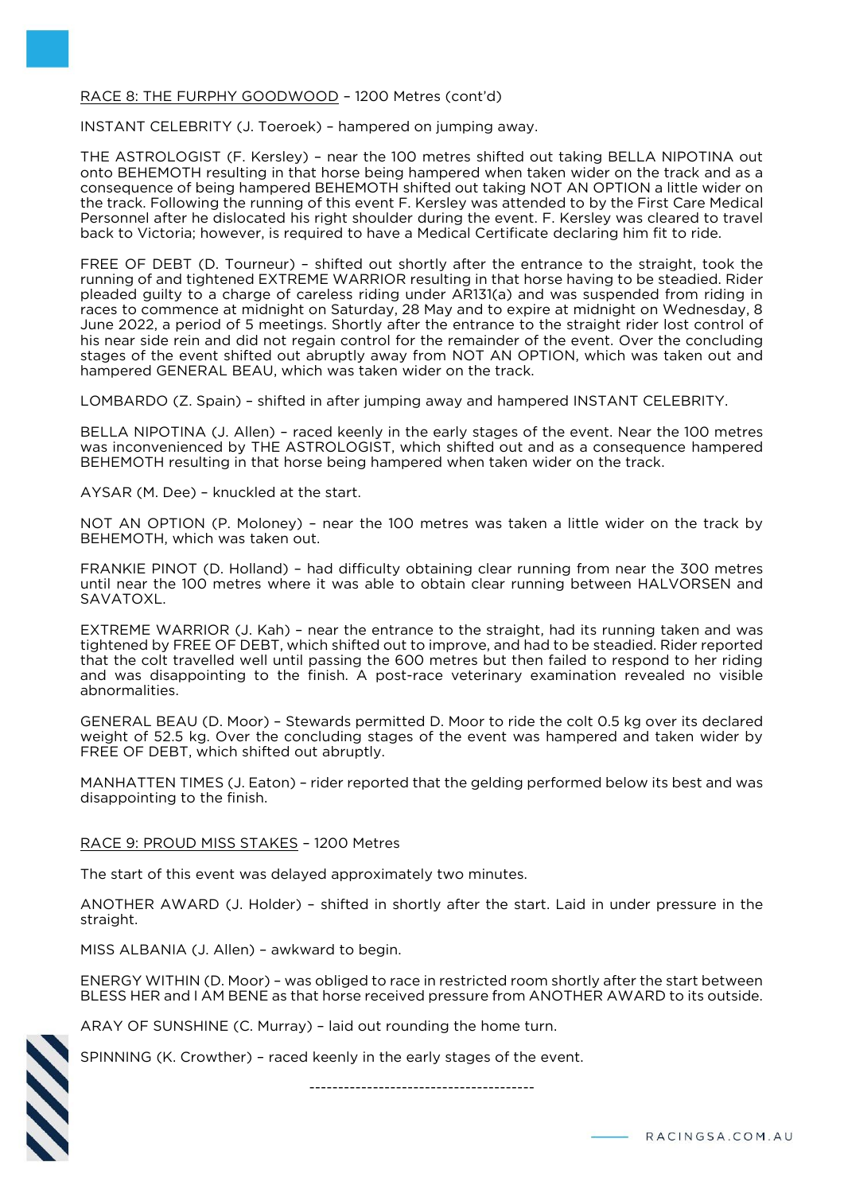RACE 8: THE FURPHY GOODWOOD – 1200 Metres (cont'd)

INSTANT CELEBRITY (J. Toeroek) – hampered on jumping away.

THE ASTROLOGIST (F. Kersley) – near the 100 metres shifted out taking BELLA NIPOTINA out onto BEHEMOTH resulting in that horse being hampered when taken wider on the track and as a consequence of being hampered BEHEMOTH shifted out taking NOT AN OPTION a little wider on the track. Following the running of this event F. Kersley was attended to by the First Care Medical Personnel after he dislocated his right shoulder during the event. F. Kersley was cleared to travel back to Victoria; however, is required to have a Medical Certificate declaring him fit to ride.

FREE OF DEBT (D. Tourneur) – shifted out shortly after the entrance to the straight, took the running of and tightened EXTREME WARRIOR resulting in that horse having to be steadied. Rider pleaded guilty to a charge of careless riding under AR131(a) and was suspended from riding in races to commence at midnight on Saturday, 28 May and to expire at midnight on Wednesday, 8 June 2022, a period of 5 meetings. Shortly after the entrance to the straight rider lost control of his near side rein and did not regain control for the remainder of the event. Over the concluding stages of the event shifted out abruptly away from NOT AN OPTION, which was taken out and hampered GENERAL BEAU, which was taken wider on the track.

LOMBARDO (Z. Spain) – shifted in after jumping away and hampered INSTANT CELEBRITY.

BELLA NIPOTINA (J. Allen) – raced keenly in the early stages of the event. Near the 100 metres was inconvenienced by THE ASTROLOGIST, which shifted out and as a consequence hampered BEHEMOTH resulting in that horse being hampered when taken wider on the track.

AYSAR (M. Dee) – knuckled at the start.

NOT AN OPTION (P. Moloney) – near the 100 metres was taken a little wider on the track by BEHEMOTH, which was taken out.

FRANKIE PINOT (D. Holland) – had difficulty obtaining clear running from near the 300 metres until near the 100 metres where it was able to obtain clear running between HALVORSEN and SAVATOXL.

EXTREME WARRIOR (J. Kah) – near the entrance to the straight, had its running taken and was tightened by FREE OF DEBT, which shifted out to improve, and had to be steadied. Rider reported that the colt travelled well until passing the 600 metres but then failed to respond to her riding and was disappointing to the finish. A post-race veterinary examination revealed no visible abnormalities.

GENERAL BEAU (D. Moor) – Stewards permitted D. Moor to ride the colt 0.5 kg over its declared weight of 52.5 kg. Over the concluding stages of the event was hampered and taken wider by FREE OF DEBT, which shifted out abruptly.

MANHATTEN TIMES (J. Eaton) – rider reported that the gelding performed below its best and was disappointing to the finish.

RACE 9: PROUD MISS STAKES – 1200 Metres

The start of this event was delayed approximately two minutes.

ANOTHER AWARD (J. Holder) – shifted in shortly after the start. Laid in under pressure in the straight.

MISS ALBANIA (J. Allen) – awkward to begin.

ENERGY WITHIN (D. Moor) – was obliged to race in restricted room shortly after the start between BLESS HER and I AM BENE as that horse received pressure from ANOTHER AWARD to its outside.

ARAY OF SUNSHINE (C. Murray) – laid out rounding the home turn.

SPINNING (K. Crowther) – raced keenly in the early stages of the event.

---------------------------------------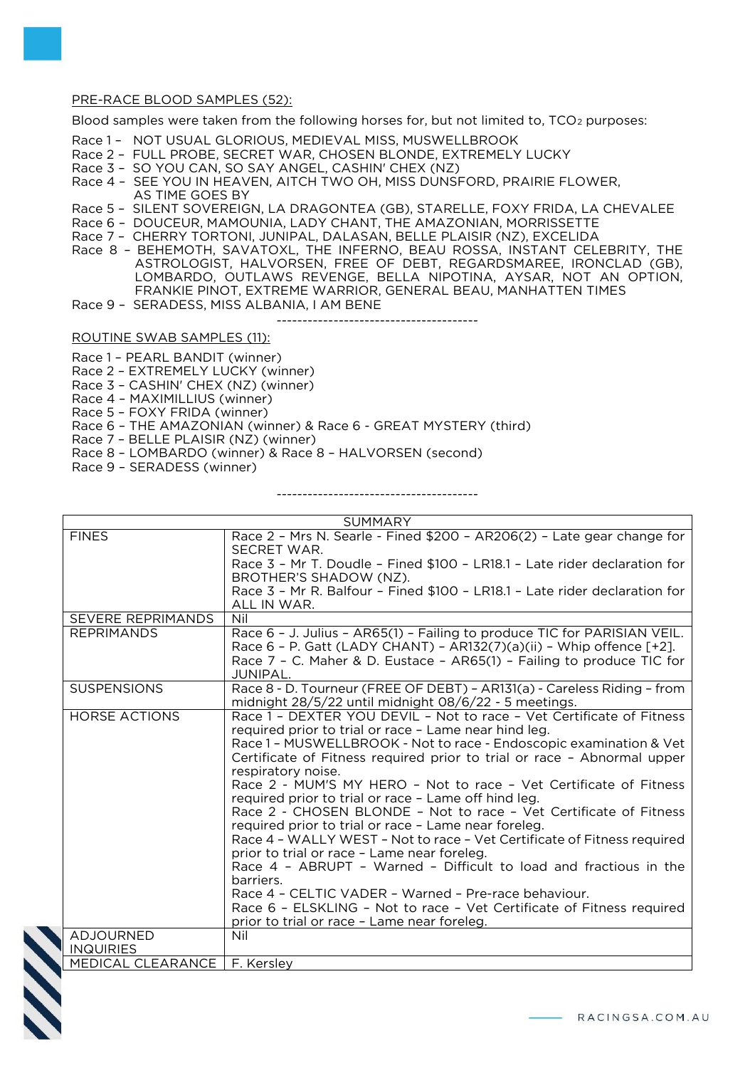PRE-RACE BLOOD SAMPLES (52):

Blood samples were taken from the following horses for, but not limited to, $TCO_2$ purposes:

Race 1 – NOT USUAL GLORIOUS, MEDIEVAL MISS, MUSWELLBROOK
Race 2 – FULL PROBE, SECRET WAR, CHOSEN BLONDE, EXTREMELY LUCKY
Race 3 – SO YOU CAN, SO SAY ANGEL, CASHIN' CHEX (NZ)
Race 4 – SEE YOU IN HEAVEN, AITCH TWO OH, MISS DUNSFORD, PRAIRIE FLOWER, AS TIME GOES BY
Race 5 – SILENT SOVEREIGN, LA DRAGONTEA (GB), STARELLE, FOXY FRIDA, LA CHEVALEE
Race 6 – DOUCEUR, MAMOUNIA, LADY CHANT, THE AMAZONIAN, MORRISSETTE
Race 7 – CHERRY TORTONI, JUNIPAL, DALASAN, BELLE PLAISIR (NZ), EXCELIDA
Race 8 – BEHEMOTH, SAVATOXL, THE INFERNO, BEAU ROSSA, INSTANT CELEBRITY, THE ASTROLOGIST, HALVORSEN, FREE OF DEBT, REGARDSMAREE, IRONCLAD (GB), LOMBARDO, OUTLAWS REVENGE, BELLA NIPOTINA, AYSAR, NOT AN OPTION, FRANKIE PINOT, EXTREME WARRIOR, GENERAL BEAU, MANHATTEN TIMES
Race 9 – SERADESS, MISS ALBANIA, I AM BENE

---

ROUTINE SWAB SAMPLES (11):

Race 1 – PEARL BANDIT (winner)
Race 2 – EXTREMELY LUCKY (winner)
Race 3 – CASHIN' CHEX (NZ) (winner)
Race 4 – MAXIMILLIUS (winner)
Race 5 – FOXY FRIDA (winner)
Race 6 – THE AMAZONIAN (winner) & Race 6 - GREAT MYSTERY (third)
Race 7 – BELLE PLAISIR (NZ) (winner)
Race 8 – LOMBARDO (winner) & Race 8 – HALVORSEN (second)
Race 9 – SERADESS (winner)

---

| SUMMARY | |
|---|---|
| FINES | Race 2 – Mrs N. Searle - Fined $200 – AR206(2) – Late gear change for SECRET WAR.<br>Race 3 – Mr T. Doudle – Fined $100 – LR18.1 – Late rider declaration for BROTHER'S SHADOW (NZ).<br>Race 3 – Mr R. Balfour – Fined $100 – LR18.1 – Late rider declaration for ALL IN WAR. |
| SEVERE REPRIMANDS | Nil |
| REPRIMANDS | Race 6 – J. Julius – AR65(1) – Failing to produce TIC for PARISIAN VEIL.<br>Race 6 – P. Gatt (LADY CHANT) – AR132(7)(a)(ii) – Whip offence [+2].<br>Race 7 – C. Maher & D. Eustace – AR65(1) – Failing to produce TIC for JUNIPAL. |
| SUSPENSIONS | Race 8 - D. Tourneur (FREE OF DEBT) – AR131(a) - Careless Riding – from midnight 28/5/22 until midnight 08/6/22 - 5 meetings. |
| HORSE ACTIONS | Race 1 – DEXTER YOU DEVIL – Not to race – Vet Certificate of Fitness required prior to trial or race – Lame near hind leg.<br>Race 1 - MUSWELLBROOK - Not to race - Endoscopic examination & Vet Certificate of Fitness required prior to trial or race – Abnormal upper respiratory noise.<br>Race 2 - MUM'S MY HERO – Not to race – Vet Certificate of Fitness required prior to trial or race – Lame off hind leg.<br>Race 2 - CHOSEN BLONDE – Not to race – Vet Certificate of Fitness required prior to trial or race – Lame near foreleg.<br>Race 4 – WALLY WEST – Not to race – Vet Certificate of Fitness required prior to trial or race – Lame near foreleg.<br>Race 4 – ABRUPT – Warned – Difficult to load and fractious in the barriers.<br>Race 4 – CELTIC VADER – Warned – Pre-race behaviour.<br>Race 6 – ELSKLING – Not to race – Vet Certificate of Fitness required prior to trial or race – Lame near foreleg. |
| ADJOURNED INQUIRIES | Nil |
| MEDICAL CLEARANCE | F. Kersley |